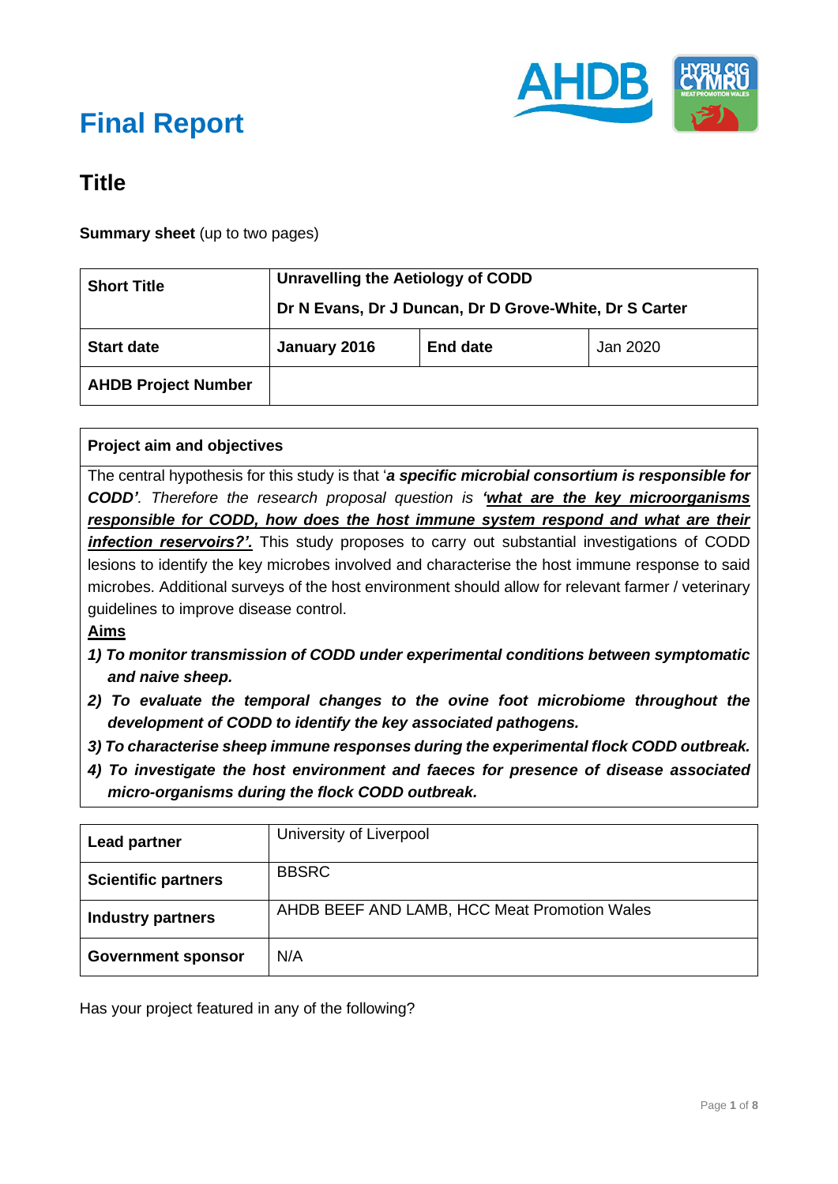# Final Report

## Title

**Summary sheet** (up to two pages)

| **Short Title** | **Unravelling the Aetiology of CODD**<br>**Dr N Evans, Dr J Duncan, Dr D Grove-White, Dr S Carter** | | |
|---|---|---|---|
| **Start date** | **January 2016** | **End date** | Jan 2020 |
| **AHDB Project Number** | | | |

| **Project aim and objectives** |
|---|
| The central hypothesis for this study is that '***a specific microbial consortium is responsible for CODD'***. *Therefore the research proposal question is* ***'what are the key microorganisms responsible for CODD, how does the host immune system respond and what are their infection reservoirs?'.*** This study proposes to carry out substantial investigations of CODD lesions to identify the key microbes involved and characterise the host immune response to said microbes. Additional surveys of the host environment should allow for relevant farmer / veterinary guidelines to improve disease control. |
| **Aims** |
| ***1) To monitor transmission of CODD under experimental conditions between symptomatic and naive sheep.*** |
| ***2) To evaluate the temporal changes to the ovine foot microbiome throughout the development of CODD to identify the key associated pathogens.*** |
| ***3) To characterise sheep immune responses during the experimental flock CODD outbreak.*** |
| ***4) To investigate the host environment and faeces for presence of disease associated micro-organisms during the flock CODD outbreak.*** |

| **Lead partner** | University of Liverpool |
|---|---|
| **Scientific partners** | BBSRC |
| **Industry partners** | AHDB BEEF AND LAMB, HCC Meat Promotion Wales |
| **Government sponsor** | N/A |

Has your project featured in any of the following?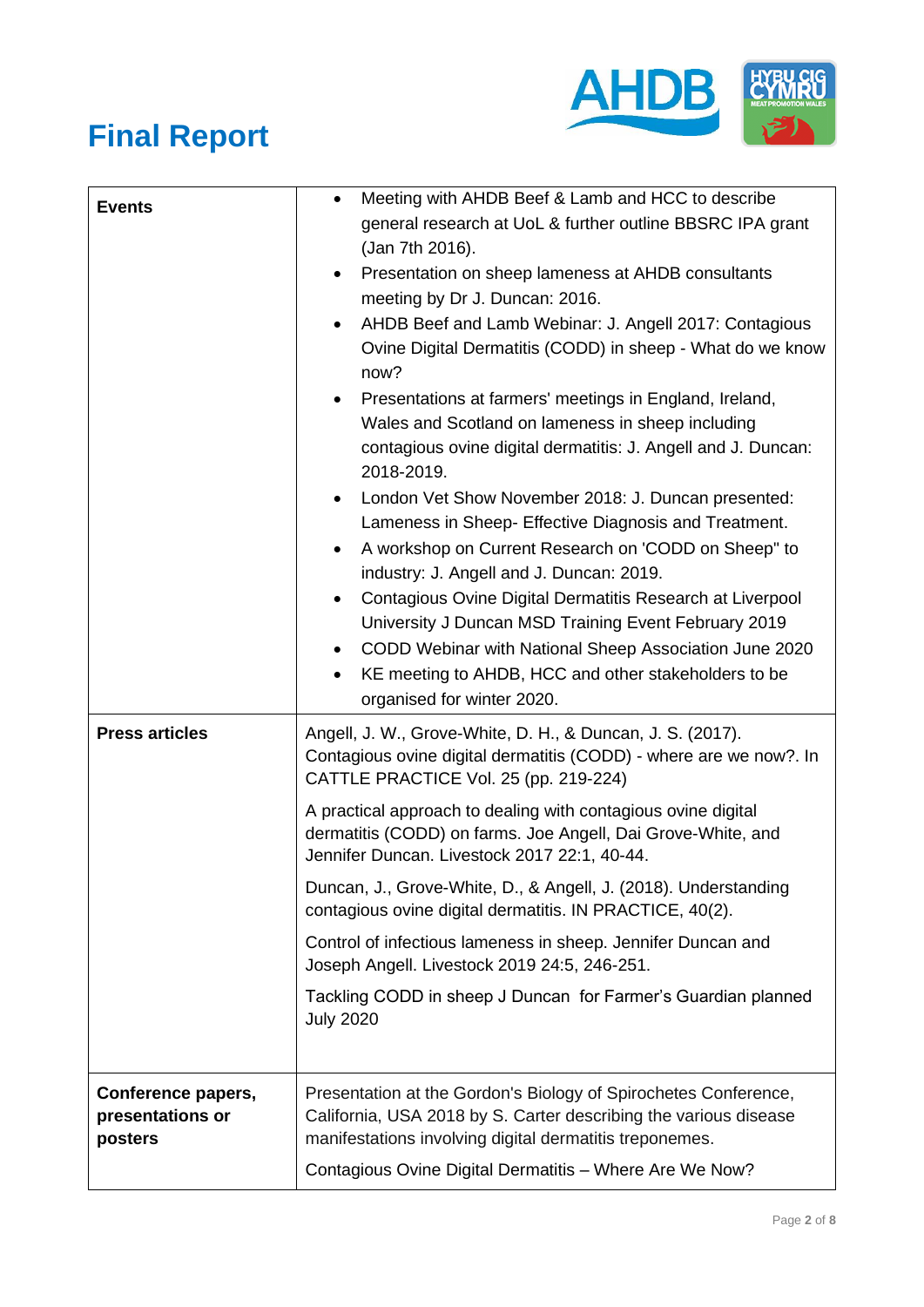# Final Report

| | |
|---|---|
| **Events** | • Meeting with AHDB Beef & Lamb and HCC to describe general research at UoL & further outline BBSRC IPA grant (Jan 7th 2016).<br>• Presentation on sheep lameness at AHDB consultants meeting by Dr J. Duncan: 2016.<br>• AHDB Beef and Lamb Webinar: J. Angell 2017: Contagious Ovine Digital Dermatitis (CODD) in sheep - What do we know now?<br>• Presentations at farmers' meetings in England, Ireland, Wales and Scotland on lameness in sheep including contagious ovine digital dermatitis: J. Angell and J. Duncan: 2018-2019.<br>• London Vet Show November 2018: J. Duncan presented: Lameness in Sheep- Effective Diagnosis and Treatment.<br>• A workshop on Current Research on 'CODD on Sheep" to industry: J. Angell and J. Duncan: 2019.<br>• Contagious Ovine Digital Dermatitis Research at Liverpool University J Duncan MSD Training Event February 2019<br>• CODD Webinar with National Sheep Association June 2020<br>• KE meeting to AHDB, HCC and other stakeholders to be organised for winter 2020. |
| **Press articles** | Angell, J. W., Grove-White, D. H., & Duncan, J. S. (2017). Contagious ovine digital dermatitis (CODD) - where are we now?. In CATTLE PRACTICE Vol. 25 (pp. 219-224)<br><br>A practical approach to dealing with contagious ovine digital dermatitis (CODD) on farms. Joe Angell, Dai Grove-White, and Jennifer Duncan. Livestock 2017 22:1, 40-44.<br><br>Duncan, J., Grove-White, D., & Angell, J. (2018). Understanding contagious ovine digital dermatitis. IN PRACTICE, 40(2).<br><br>Control of infectious lameness in sheep. Jennifer Duncan and Joseph Angell. Livestock 2019 24:5, 246-251.<br><br>Tackling CODD in sheep J Duncan for Farmer's Guardian planned July 2020 |
| **Conference papers, presentations or posters** | Presentation at the Gordon's Biology of Spirochetes Conference, California, USA 2018 by S. Carter describing the various disease manifestations involving digital dermatitis treponemes.<br><br>Contagious Ovine Digital Dermatitis – Where Are We Now? |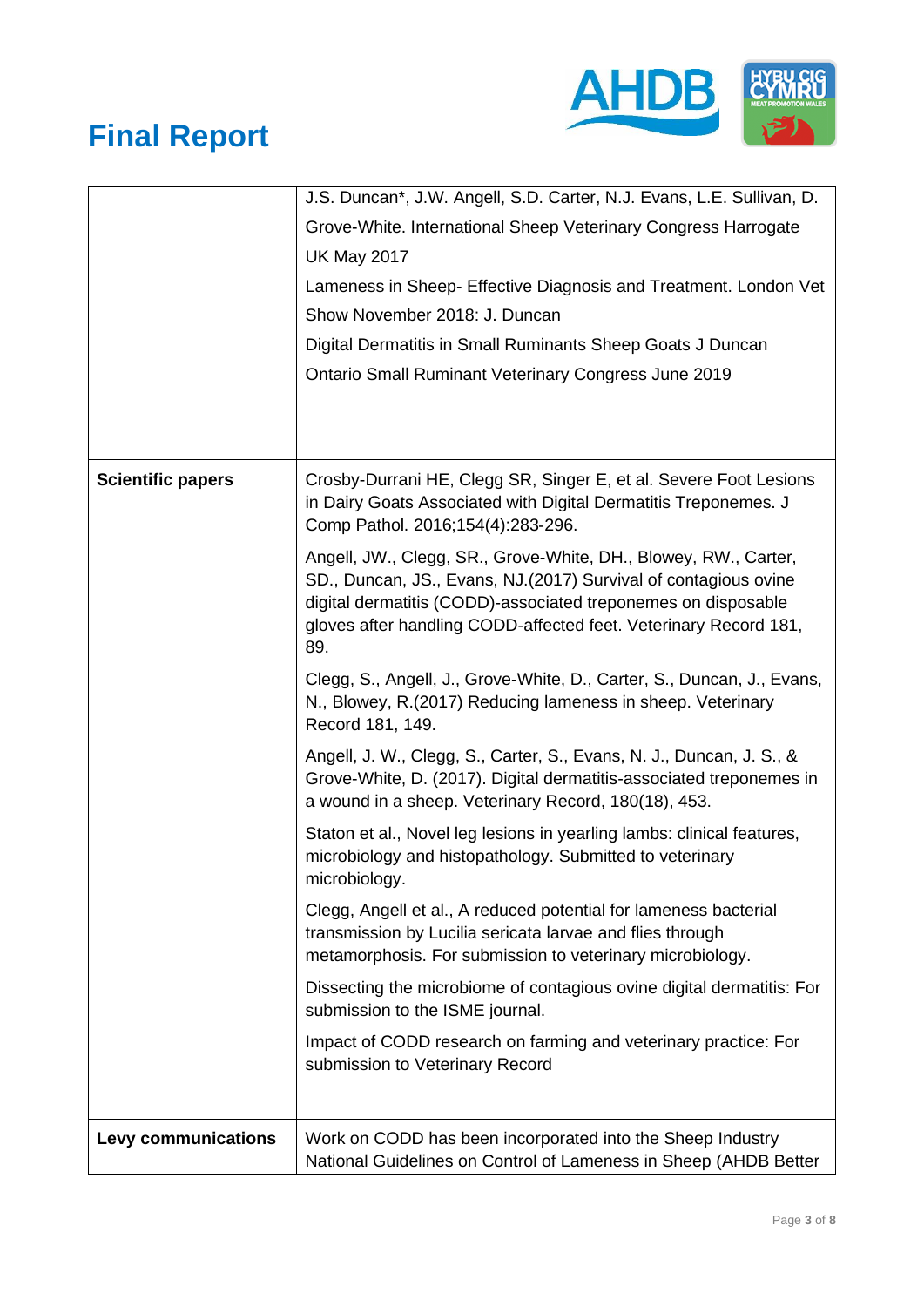| | |
|---|---|
| | J.S. Duncan*, J.W. Angell, S.D. Carter, N.J. Evans, L.E. Sullivan, D. Grove-White. International Sheep Veterinary Congress Harrogate UK May 2017<br>Lameness in Sheep- Effective Diagnosis and Treatment. London Vet Show November 2018: J. Duncan<br>Digital Dermatitis in Small Ruminants Sheep Goats J Duncan Ontario Small Ruminant Veterinary Congress June 2019 |
| **Scientific papers** | Crosby-Durrani HE, Clegg SR, Singer E, et al. Severe Foot Lesions in Dairy Goats Associated with Digital Dermatitis Treponemes. J Comp Pathol. 2016;154(4):283-296.<br>Angell, JW., Clegg, SR., Grove-White, DH., Blowey, RW., Carter, SD., Duncan, JS., Evans, NJ.(2017) Survival of contagious ovine digital dermatitis (CODD)-associated treponemes on disposable gloves after handling CODD-affected feet. Veterinary Record 181, 89.<br>Clegg, S., Angell, J., Grove-White, D., Carter, S., Duncan, J., Evans, N., Blowey, R.(2017) Reducing lameness in sheep. Veterinary Record 181, 149.<br>Angell, J. W., Clegg, S., Carter, S., Evans, N. J., Duncan, J. S., & Grove-White, D. (2017). Digital dermatitis-associated treponemes in a wound in a sheep. Veterinary Record, 180(18), 453.<br>Staton et al., Novel leg lesions in yearling lambs: clinical features, microbiology and histopathology. Submitted to veterinary microbiology.<br>Clegg, Angell et al., A reduced potential for lameness bacterial transmission by Lucilia sericata larvae and flies through metamorphosis. For submission to veterinary microbiology.<br>Dissecting the microbiome of contagious ovine digital dermatitis: For submission to the ISME journal.<br>Impact of CODD research on farming and veterinary practice: For submission to Veterinary Record |
| **Levy communications** | Work on CODD has been incorporated into the Sheep Industry National Guidelines on Control of Lameness in Sheep (AHDB Better |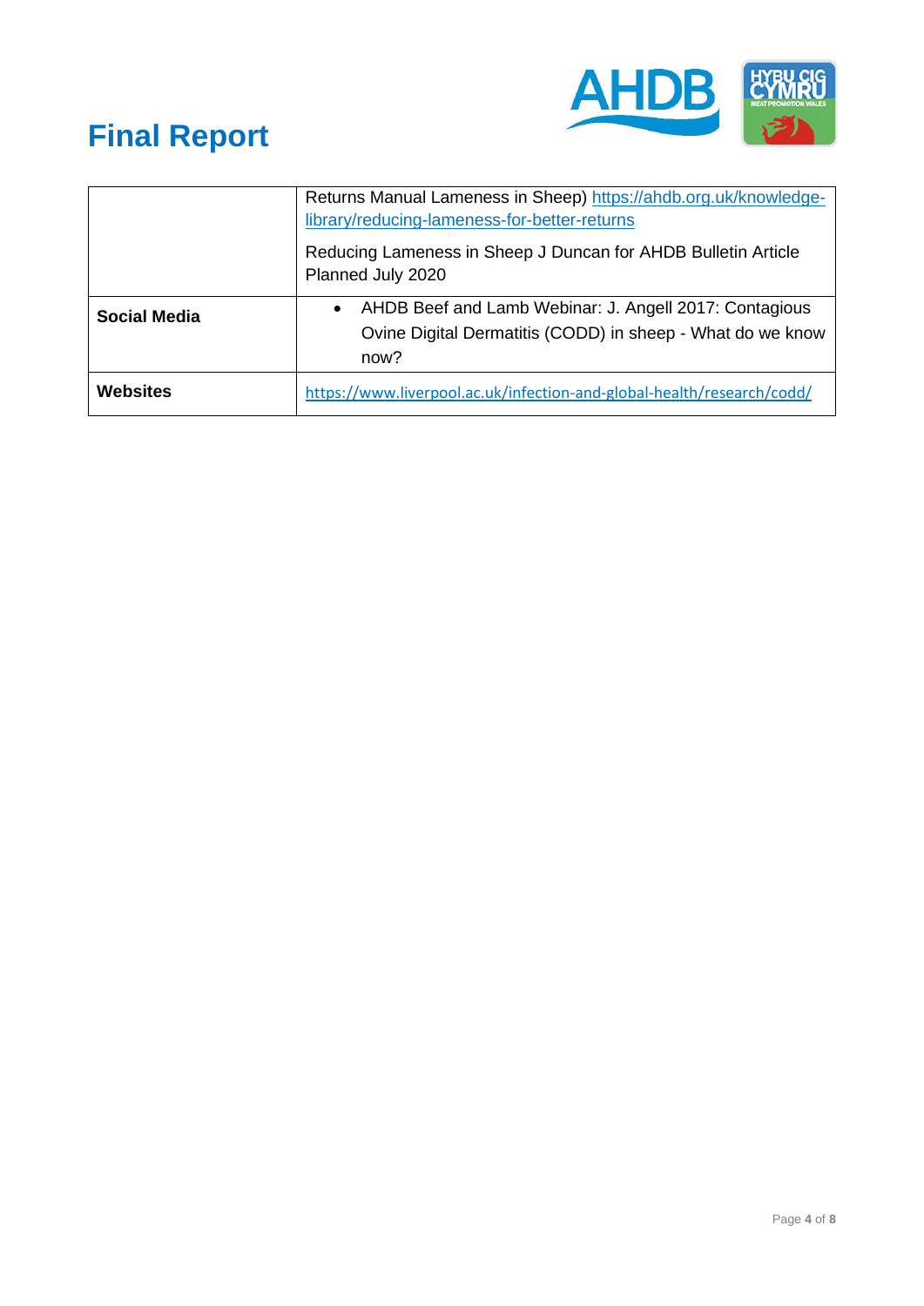# Final Report

| | |
|---|---|
| | Returns Manual Lameness in Sheep) https://ahdb.org.uk/knowledge-library/reducing-lameness-for-better-returns<br><br>Reducing Lameness in Sheep J Duncan for AHDB Bulletin Article Planned July 2020 |
| **Social Media** | • AHDB Beef and Lamb Webinar: J. Angell 2017: Contagious Ovine Digital Dermatitis (CODD) in sheep - What do we know now? |
| **Websites** | https://www.liverpool.ac.uk/infection-and-global-health/research/codd/ |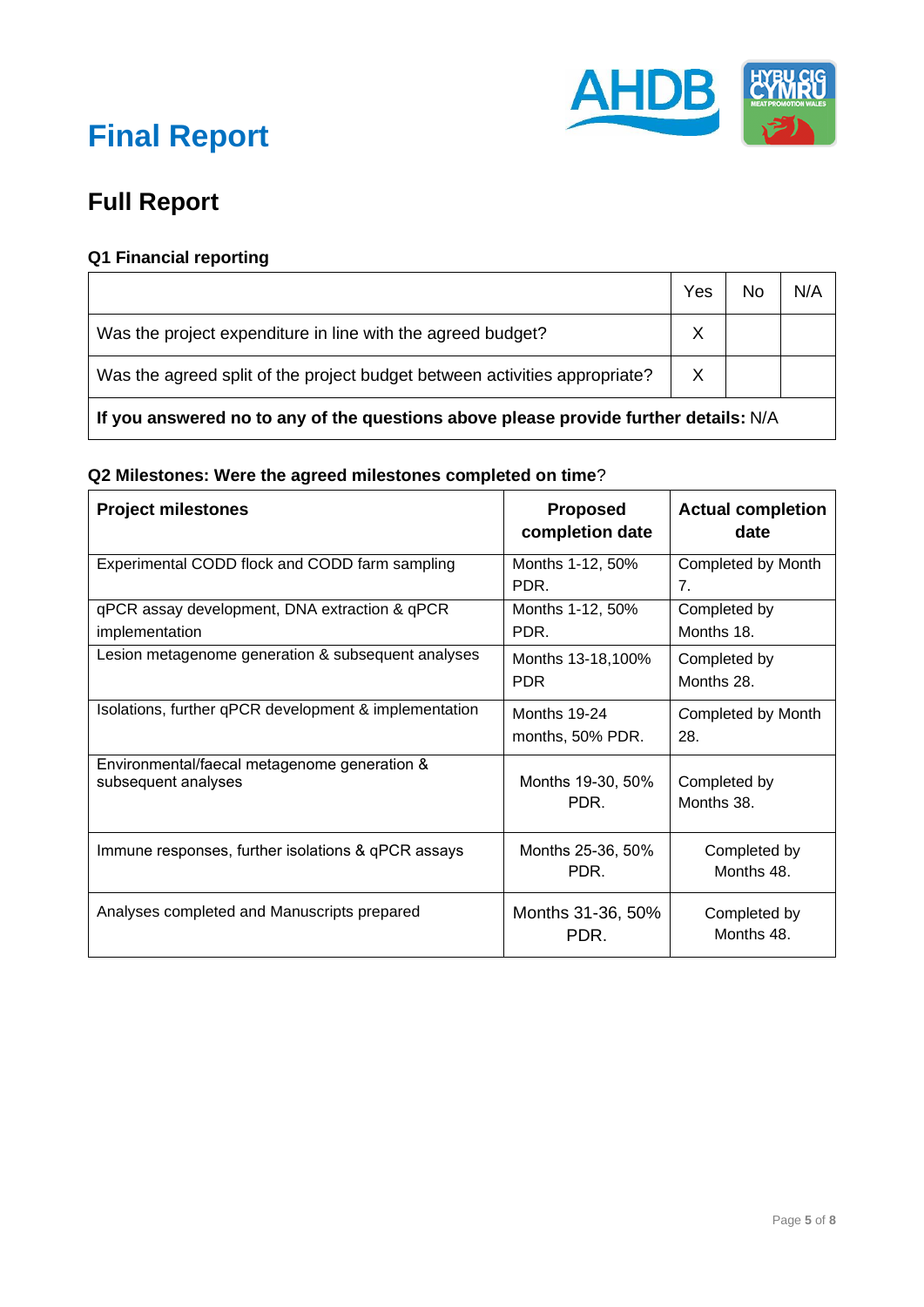# Final Report

## Full Report

### Q1 Financial reporting

| | Yes | No | N/A |
|---|---|---|---|
| Was the project expenditure in line with the agreed budget? | X | | |
| Was the agreed split of the project budget between activities appropriate? | X | | |
| **If you answered no to any of the questions above please provide further details:** N/A | | | |

### Q2 Milestones: Were the agreed milestones completed on time?

| Project milestones | Proposed completion date | Actual completion date |
|---|---|---|
| Experimental CODD flock and CODD farm sampling | Months 1-12, 50% PDR. | Completed by Month 7. |
| qPCR assay development, DNA extraction & qPCR implementation | Months 1-12, 50% PDR. | Completed by Months 18. |
| Lesion metagenome generation & subsequent analyses | Months 13-18,100% PDR | Completed by Months 28. |
| Isolations, further qPCR development & implementation | Months 19-24 months, 50% PDR. | Completed by Month 28. |
| Environmental/faecal metagenome generation & subsequent analyses | Months 19-30, 50% PDR. | Completed by Months 38. |
| Immune responses, further isolations & qPCR assays | Months 25-36, 50% PDR. | Completed by Months 48. |
| Analyses completed and Manuscripts prepared | Months 31-36, 50% PDR. | Completed by Months 48. |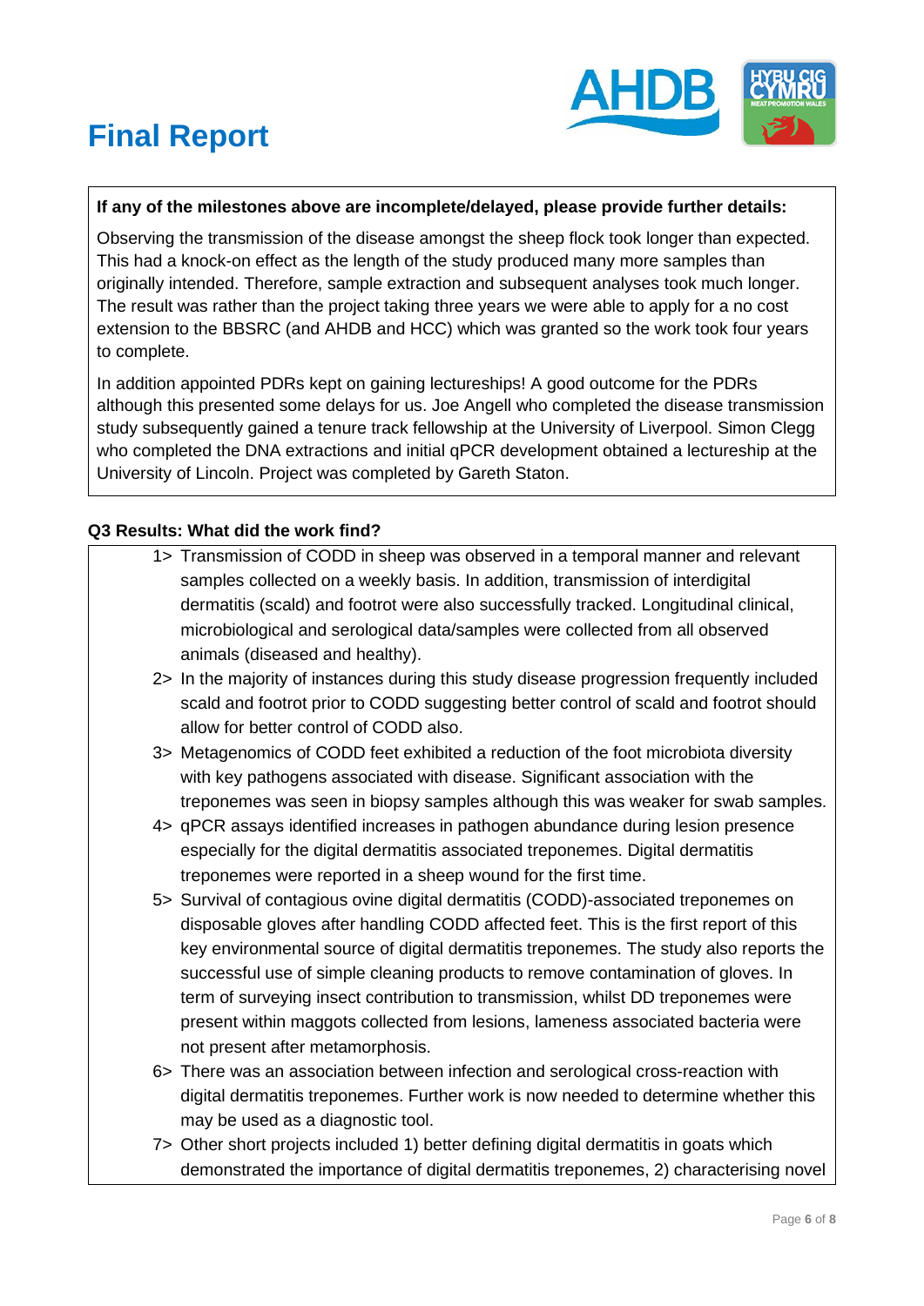# Final Report

**If any of the milestones above are incomplete/delayed, please provide further details:**

Observing the transmission of the disease amongst the sheep flock took longer than expected. This had a knock-on effect as the length of the study produced many more samples than originally intended. Therefore, sample extraction and subsequent analyses took much longer. The result was rather than the project taking three years we were able to apply for a no cost extension to the BBSRC (and AHDB and HCC) which was granted so the work took four years to complete.

In addition appointed PDRs kept on gaining lectureships! A good outcome for the PDRs although this presented some delays for us. Joe Angell who completed the disease transmission study subsequently gained a tenure track fellowship at the University of Liverpool. Simon Clegg who completed the DNA extractions and initial qPCR development obtained a lectureship at the University of Lincoln. Project was completed by Gareth Staton.

**Q3 Results: What did the work find?**

1> Transmission of CODD in sheep was observed in a temporal manner and relevant samples collected on a weekly basis. In addition, transmission of interdigital dermatitis (scald) and footrot were also successfully tracked. Longitudinal clinical, microbiological and serological data/samples were collected from all observed animals (diseased and healthy).

2> In the majority of instances during this study disease progression frequently included scald and footrot prior to CODD suggesting better control of scald and footrot should allow for better control of CODD also.

3> Metagenomics of CODD feet exhibited a reduction of the foot microbiota diversity with key pathogens associated with disease. Significant association with the treponemes was seen in biopsy samples although this was weaker for swab samples.

4> qPCR assays identified increases in pathogen abundance during lesion presence especially for the digital dermatitis associated treponemes. Digital dermatitis treponemes were reported in a sheep wound for the first time.

5> Survival of contagious ovine digital dermatitis (CODD)-associated treponemes on disposable gloves after handling CODD affected feet. This is the first report of this key environmental source of digital dermatitis treponemes. The study also reports the successful use of simple cleaning products to remove contamination of gloves. In term of surveying insect contribution to transmission, whilst DD treponemes were present within maggots collected from lesions, lameness associated bacteria were not present after metamorphosis.

6> There was an association between infection and serological cross-reaction with digital dermatitis treponemes. Further work is now needed to determine whether this may be used as a diagnostic tool.

7> Other short projects included 1) better defining digital dermatitis in goats which demonstrated the importance of digital dermatitis treponemes, 2) characterising novel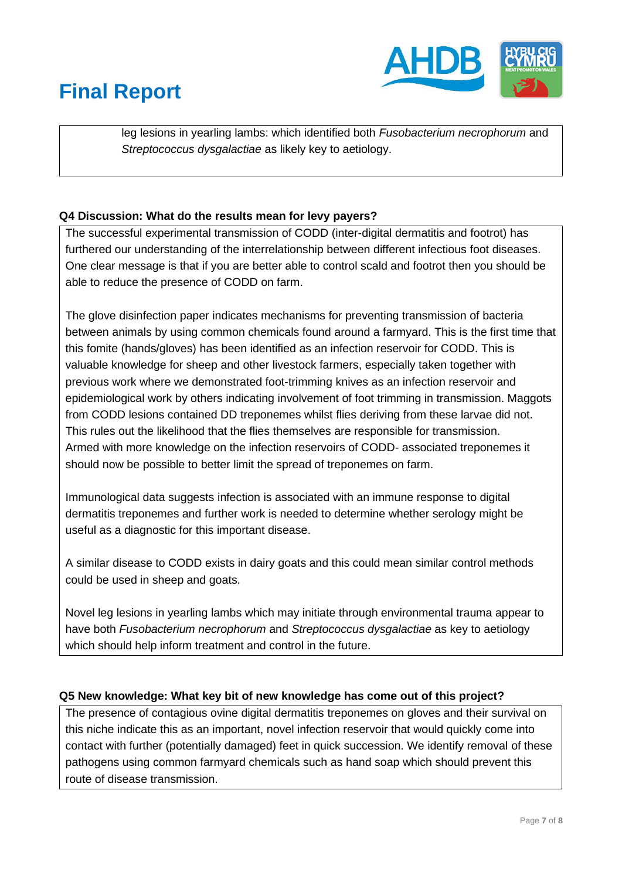leg lesions in yearling lambs: which identified both *Fusobacterium necrophorum* and *Streptococcus dysgalactiae* as likely key to aetiology.

**Q4 Discussion: What do the results mean for levy payers?**

The successful experimental transmission of CODD (inter-digital dermatitis and footrot) has furthered our understanding of the interrelationship between different infectious foot diseases. One clear message is that if you are better able to control scald and footrot then you should be able to reduce the presence of CODD on farm.

The glove disinfection paper indicates mechanisms for preventing transmission of bacteria between animals by using common chemicals found around a farmyard. This is the first time that this fomite (hands/gloves) has been identified as an infection reservoir for CODD. This is valuable knowledge for sheep and other livestock farmers, especially taken together with previous work where we demonstrated foot-trimming knives as an infection reservoir and epidemiological work by others indicating involvement of foot trimming in transmission. Maggots from CODD lesions contained DD treponemes whilst flies deriving from these larvae did not. This rules out the likelihood that the flies themselves are responsible for transmission. Armed with more knowledge on the infection reservoirs of CODD- associated treponemes it should now be possible to better limit the spread of treponemes on farm.

Immunological data suggests infection is associated with an immune response to digital dermatitis treponemes and further work is needed to determine whether serology might be useful as a diagnostic for this important disease.

A similar disease to CODD exists in dairy goats and this could mean similar control methods could be used in sheep and goats.

Novel leg lesions in yearling lambs which may initiate through environmental trauma appear to have both *Fusobacterium necrophorum* and *Streptococcus dysgalactiae* as key to aetiology which should help inform treatment and control in the future.

**Q5 New knowledge: What key bit of new knowledge has come out of this project?**

The presence of contagious ovine digital dermatitis treponemes on gloves and their survival on this niche indicate this as an important, novel infection reservoir that would quickly come into contact with further (potentially damaged) feet in quick succession. We identify removal of these pathogens using common farmyard chemicals such as hand soap which should prevent this route of disease transmission.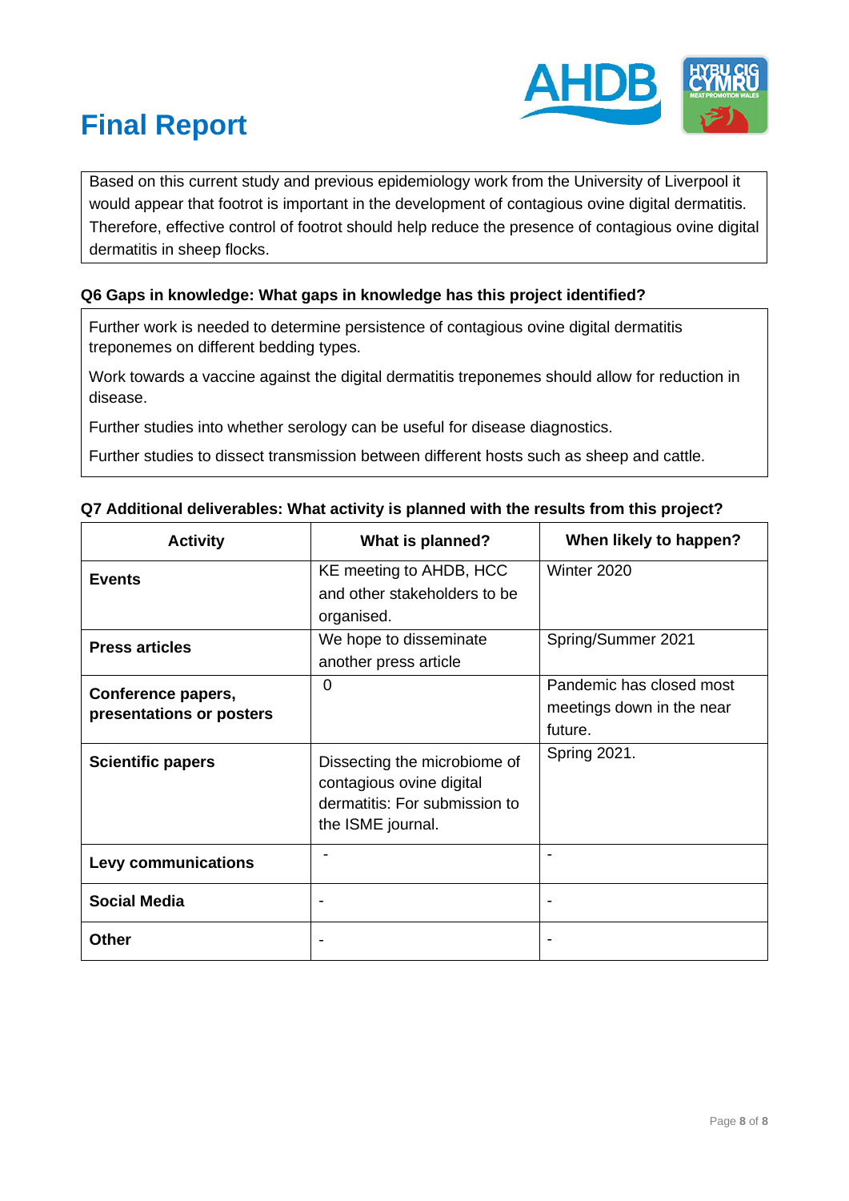# Final Report

Based on this current study and previous epidemiology work from the University of Liverpool it would appear that footrot is important in the development of contagious ovine digital dermatitis. Therefore, effective control of footrot should help reduce the presence of contagious ovine digital dermatitis in sheep flocks.

**Q6 Gaps in knowledge: What gaps in knowledge has this project identified?**

Further work is needed to determine persistence of contagious ovine digital dermatitis treponemes on different bedding types.

Work towards a vaccine against the digital dermatitis treponemes should allow for reduction in disease.

Further studies into whether serology can be useful for disease diagnostics.

Further studies to dissect transmission between different hosts such as sheep and cattle.

**Q7 Additional deliverables: What activity is planned with the results from this project?**

| Activity | What is planned? | When likely to happen? |
|---|---|---|
| **Events** | KE meeting to AHDB, HCC and other stakeholders to be organised. | Winter 2020 |
| **Press articles** | We hope to disseminate another press article | Spring/Summer 2021 |
| **Conference papers, presentations or posters** | 0 | Pandemic has closed most meetings down in the near future. |
| **Scientific papers** | Dissecting the microbiome of contagious ovine digital dermatitis: For submission to the ISME journal. | Spring 2021. |
| **Levy communications** | - | - |
| **Social Media** | - | - |
| **Other** | - | - |